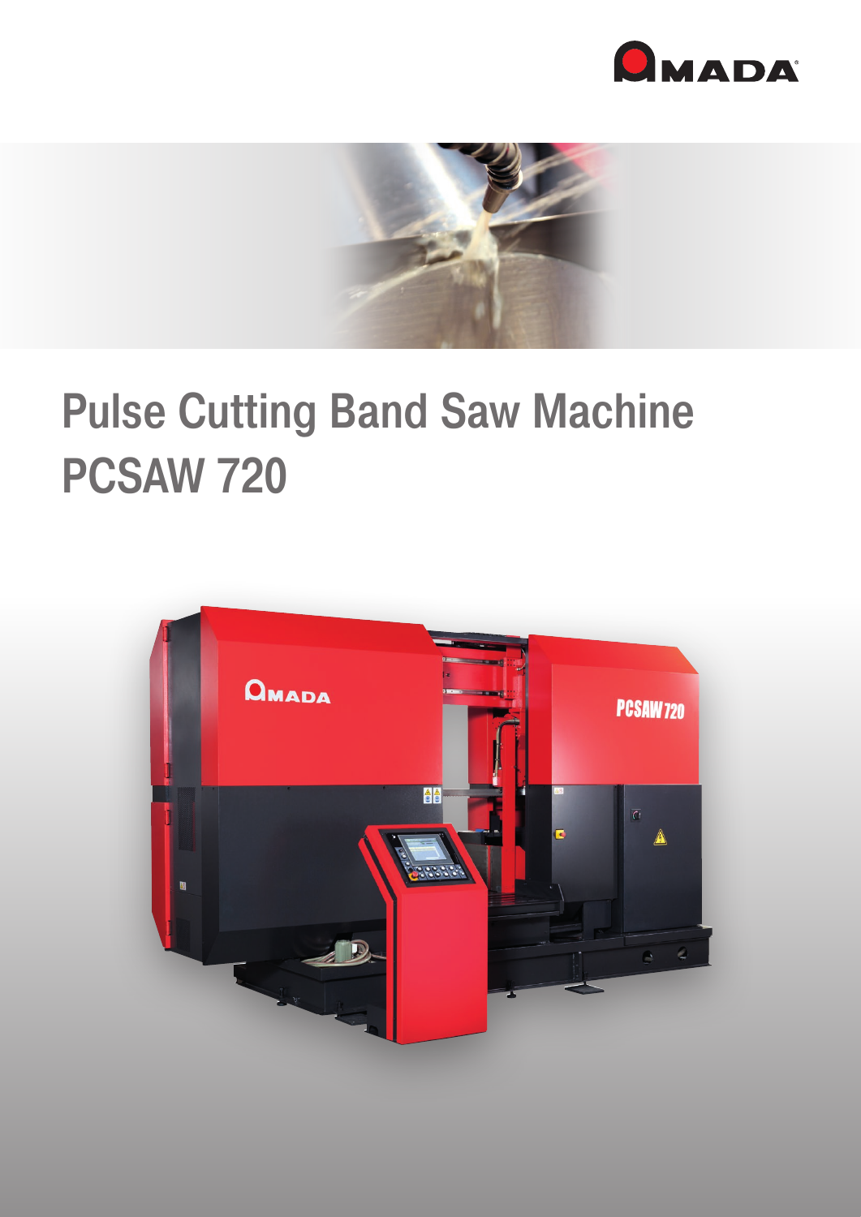# Pulse Cutting Band Saw Machine
# PCSAW 720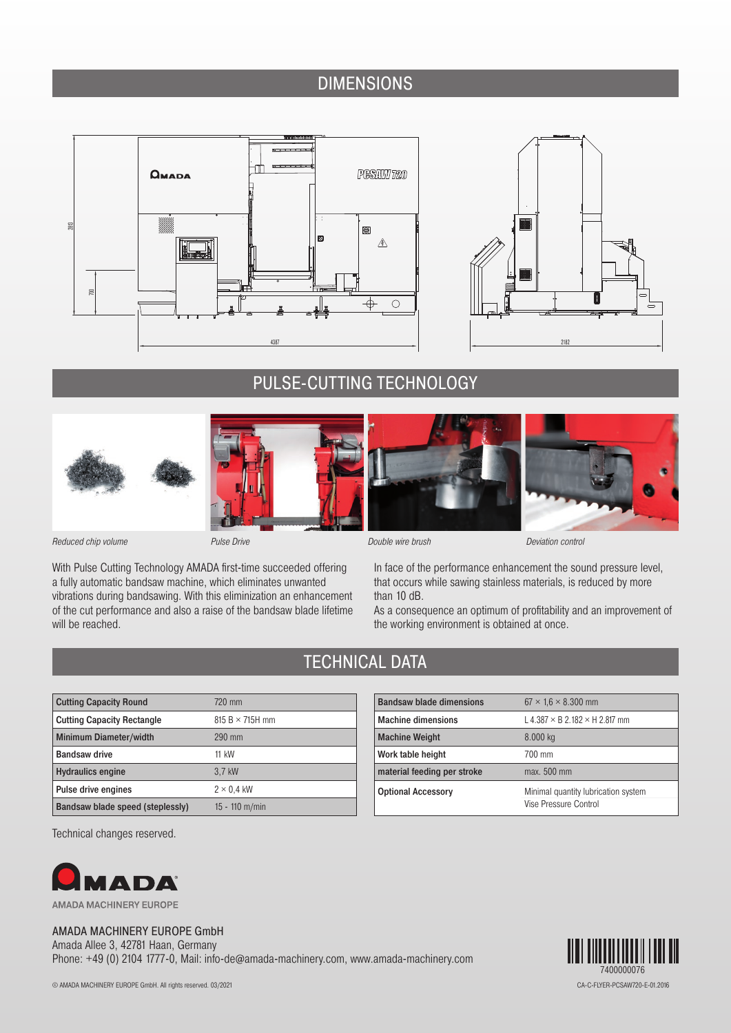## DIMENSIONS

2813

700

4387

2182

## PULSE-CUTTING TECHNOLOGY

*Reduced chip volume*

*Pulse Drive*

*Double wire brush*

*Deviation control*

With Pulse Cutting Technology AMADA first-time succeeded offering a fully automatic bandsaw machine, which eliminates unwanted vibrations during bandsawing. With this eliminization an enhancement of the cut performance and also a raise of the bandsaw blade lifetime will be reached.

In face of the performance enhancement the sound pressure level, that occurs while sawing stainless materials, is reduced by more than 10 dB.
As a consequence an optimum of profitability and an improvement of the working environment is obtained at once.

## TECHNICAL DATA

| | |
|---|---|
| **Cutting Capacity Round** | 720 mm |
| **Cutting Capacity Rectangle** | 815 B × 715H mm |
| **Minimum Diameter/width** | 290 mm |
| **Bandsaw drive** | 11 kW |
| **Hydraulics engine** | 3,7 kW |
| **Pulse drive engines** | 2 × 0,4 kW |
| **Bandsaw blade speed (steplessly)** | 15 - 110 m/min |

| | |
|---|---|
| **Bandsaw blade dimensions** | 67 × 1,6 × 8.300 mm |
| **Machine dimensions** | L 4.387 × B 2.182 × H 2.817 mm |
| **Machine Weight** | 8.000 kg |
| **Work table height** | 700 mm |
| **material feeding per stroke** | max. 500 mm |
| **Optional Accessory** | Minimal quantity lubrication system<br>Vise Pressure Control |

Technical changes reserved.

AMADA MACHINERY EUROPE

AMADA MACHINERY EUROPE GmbH
Amada Allee 3, 42781 Haan, Germany
Phone: +49 (0) 2104 1777-0, Mail: info-de@amada-machinery.com, www.amada-machinery.com

7400000076

© AMADA MACHINERY EUROPE GmbH. All rights reserved. 03/2021

CA-C-FLYER-PCSAW720-E-01.2016